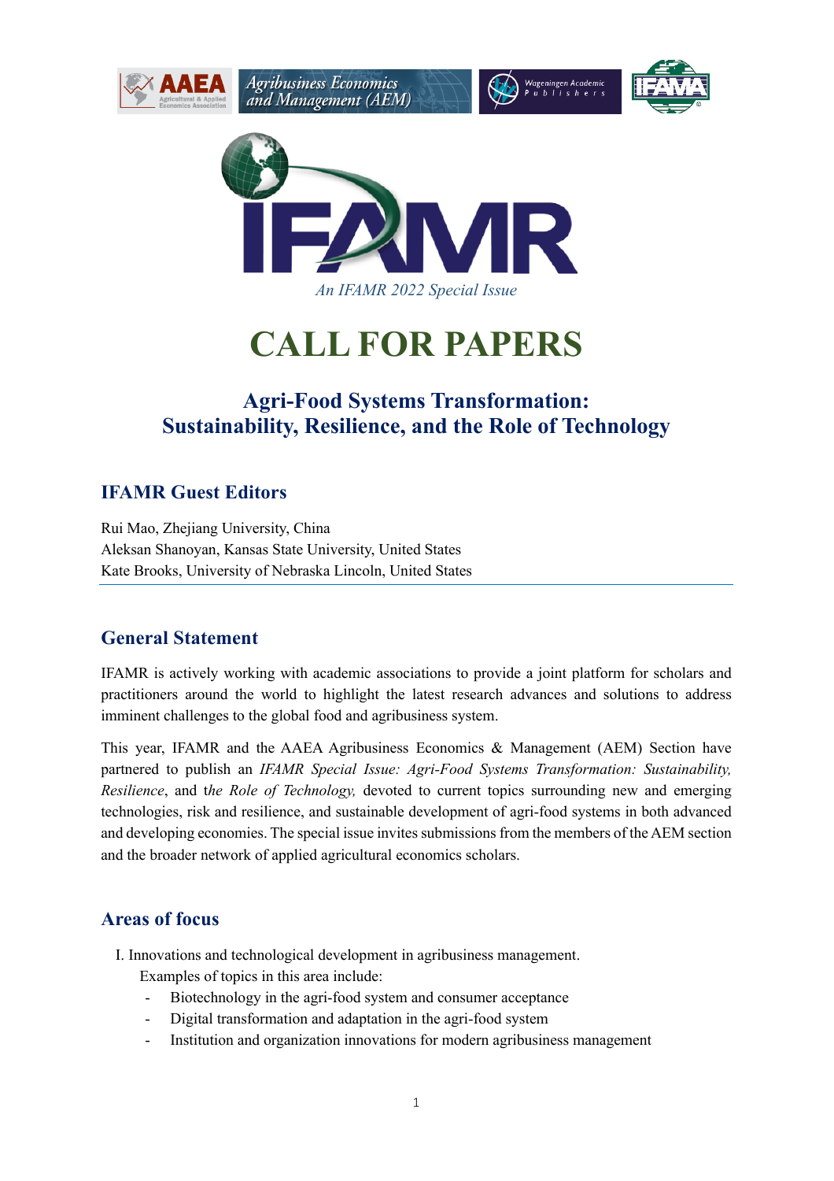An IFAMR 2022 Special Issue

# CALL FOR PAPERS

## Agri-Food Systems Transformation: Sustainability, Resilience, and the Role of Technology

### IFAMR Guest Editors

Rui Mao, Zhejiang University, China
Aleksan Shanoyan, Kansas State University, United States
Kate Brooks, University of Nebraska Lincoln, United States

### General Statement

IFAMR is actively working with academic associations to provide a joint platform for scholars and practitioners around the world to highlight the latest research advances and solutions to address imminent challenges to the global food and agribusiness system.

This year, IFAMR and the AAEA Agribusiness Economics & Management (AEM) Section have partnered to publish an *IFAMR Special Issue: Agri-Food Systems Transformation: Sustainability, Resilience*, and t*he Role of Technology,* devoted to current topics surrounding new and emerging technologies, risk and resilience, and sustainable development of agri-food systems in both advanced and developing economies. The special issue invites submissions from the members of the AEM section and the broader network of applied agricultural economics scholars.

### Areas of focus

I. Innovations and technological development in agribusiness management.
   Examples of topics in this area include:
   - Biotechnology in the agri-food system and consumer acceptance
   - Digital transformation and adaptation in the agri-food system
   - Institution and organization innovations for modern agribusiness management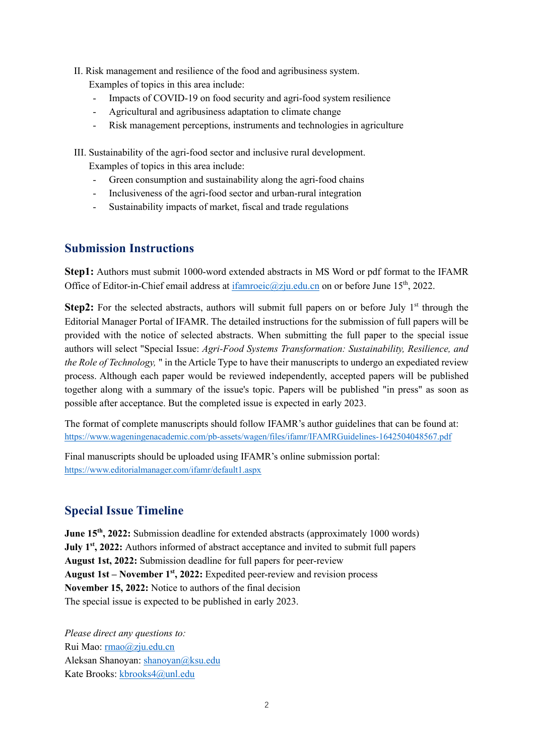II. Risk management and resilience of the food and agribusiness system.

Examples of topics in this area include:

- Impacts of COVID-19 on food security and agri-food system resilience
- Agricultural and agribusiness adaptation to climate change
- Risk management perceptions, instruments and technologies in agriculture

III. Sustainability of the agri-food sector and inclusive rural development.

Examples of topics in this area include:

- Green consumption and sustainability along the agri-food chains
- Inclusiveness of the agri-food sector and urban-rural integration
- Sustainability impacts of market, fiscal and trade regulations

## Submission Instructions

**Step1:** Authors must submit 1000-word extended abstracts in MS Word or pdf format to the IFAMR Office of Editor-in-Chief email address at ifamroeic@zju.edu.cn on or before June 15th, 2022.

**Step2:** For the selected abstracts, authors will submit full papers on or before July 1st through the Editorial Manager Portal of IFAMR. The detailed instructions for the submission of full papers will be provided with the notice of selected abstracts. When submitting the full paper to the special issue authors will select "Special Issue: *Agri-Food Systems Transformation: Sustainability, Resilience, and the Role of Technology,* " in the Article Type to have their manuscripts to undergo an expediated review process. Although each paper would be reviewed independently, accepted papers will be published together along with a summary of the issue's topic. Papers will be published "in press" as soon as possible after acceptance. But the completed issue is expected in early 2023.

The format of complete manuscripts should follow IFAMR's author guidelines that can be found at: https://www.wageningenacademic.com/pb-assets/wagen/files/ifamr/IFAMRGuidelines-1642504048567.pdf

Final manuscripts should be uploaded using IFAMR's online submission portal: https://www.editorialmanager.com/ifamr/default1.aspx

## Special Issue Timeline

**June 15th, 2022:** Submission deadline for extended abstracts (approximately 1000 words)
**July 1st, 2022:** Authors informed of abstract acceptance and invited to submit full papers
**August 1st, 2022:** Submission deadline for full papers for peer-review
**August 1st – November 1st, 2022:** Expedited peer-review and revision process
**November 15, 2022:** Notice to authors of the final decision
The special issue is expected to be published in early 2023.

*Please direct any questions to:*
Rui Mao: rmao@zju.edu.cn
Aleksan Shanoyan: shanoyan@ksu.edu
Kate Brooks: kbrooks4@unl.edu